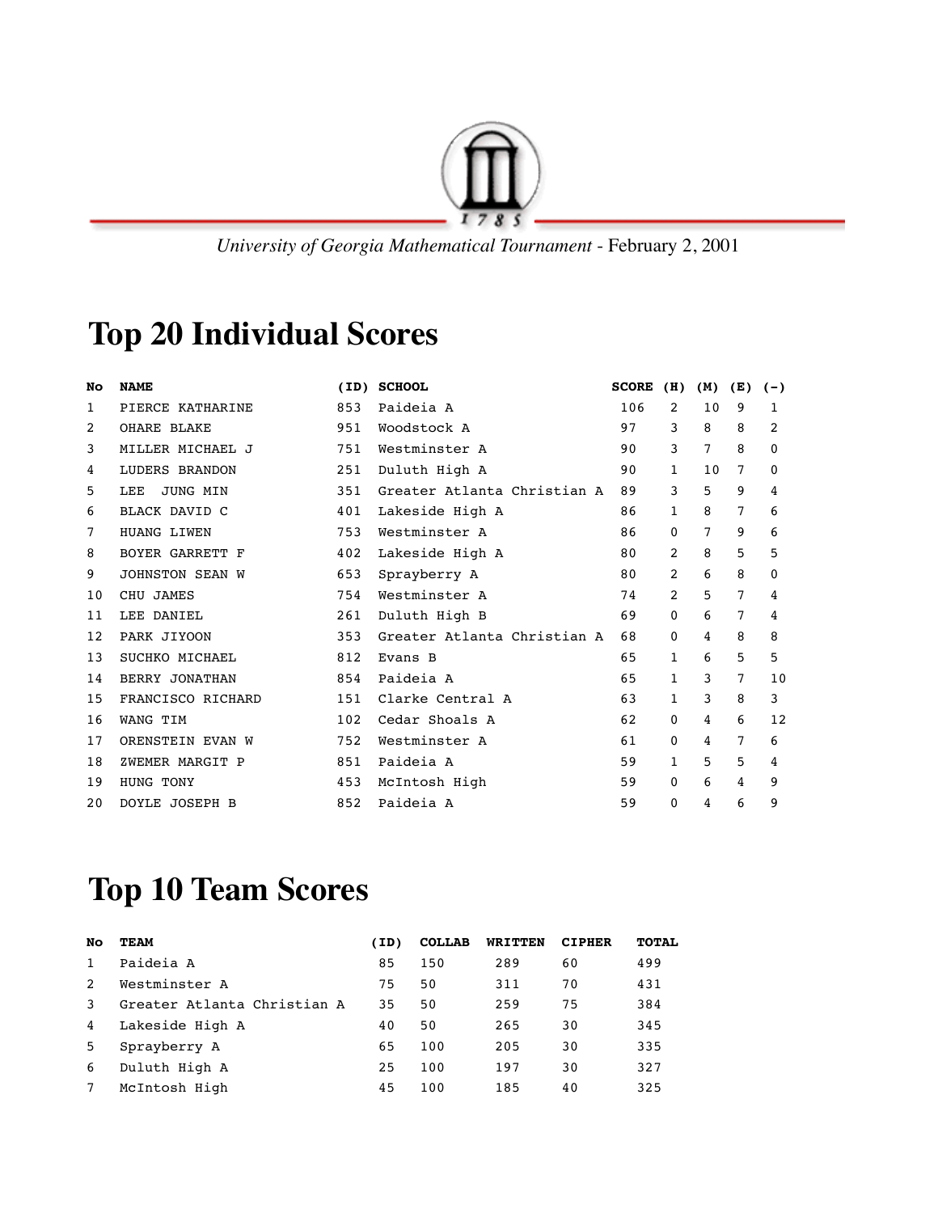*University of Georgia Mathematical Tournament* - February 2, 2001

# Top 20 Individual Scores

| No | NAME | (ID) | SCHOOL | SCORE | (H) | (M) | (E) | (-) |
|---|---|---|---|---|---|---|---|---|
| 1 | PIERCE KATHARINE | 853 | Paideia A | 106 | 2 | 10 | 9 | 1 |
| 2 | OHARE BLAKE | 951 | Woodstock A | 97 | 3 | 8 | 8 | 2 |
| 3 | MILLER MICHAEL J | 751 | Westminster A | 90 | 3 | 7 | 8 | 0 |
| 4 | LUDERS BRANDON | 251 | Duluth High A | 90 | 1 | 10 | 7 | 0 |
| 5 | LEE JUNG MIN | 351 | Greater Atlanta Christian A | 89 | 3 | 5 | 9 | 4 |
| 6 | BLACK DAVID C | 401 | Lakeside High A | 86 | 1 | 8 | 7 | 6 |
| 7 | HUANG LIWEN | 753 | Westminster A | 86 | 0 | 7 | 9 | 6 |
| 8 | BOYER GARRETT F | 402 | Lakeside High A | 80 | 2 | 8 | 5 | 5 |
| 9 | JOHNSTON SEAN W | 653 | Sprayberry A | 80 | 2 | 6 | 8 | 0 |
| 10 | CHU JAMES | 754 | Westminster A | 74 | 2 | 5 | 7 | 4 |
| 11 | LEE DANIEL | 261 | Duluth High B | 69 | 0 | 6 | 7 | 4 |
| 12 | PARK JIYOON | 353 | Greater Atlanta Christian A | 68 | 0 | 4 | 8 | 8 |
| 13 | SUCHKO MICHAEL | 812 | Evans B | 65 | 1 | 6 | 5 | 5 |
| 14 | BERRY JONATHAN | 854 | Paideia A | 65 | 1 | 3 | 7 | 10 |
| 15 | FRANCISCO RICHARD | 151 | Clarke Central A | 63 | 1 | 3 | 8 | 3 |
| 16 | WANG TIM | 102 | Cedar Shoals A | 62 | 0 | 4 | 6 | 12 |
| 17 | ORENSTEIN EVAN W | 752 | Westminster A | 61 | 0 | 4 | 7 | 6 |
| 18 | ZWEMER MARGIT P | 851 | Paideia A | 59 | 1 | 5 | 5 | 4 |
| 19 | HUNG TONY | 453 | McIntosh High | 59 | 0 | 6 | 4 | 9 |
| 20 | DOYLE JOSEPH B | 852 | Paideia A | 59 | 0 | 4 | 6 | 9 |

# Top 10 Team Scores

| No | TEAM | (ID) | COLLAB | WRITTEN | CIPHER | TOTAL |
|---|---|---|---|---|---|---|
| 1 | Paideia A | 85 | 150 | 289 | 60 | 499 |
| 2 | Westminster A | 75 | 50 | 311 | 70 | 431 |
| 3 | Greater Atlanta Christian A | 35 | 50 | 259 | 75 | 384 |
| 4 | Lakeside High A | 40 | 50 | 265 | 30 | 345 |
| 5 | Sprayberry A | 65 | 100 | 205 | 30 | 335 |
| 6 | Duluth High A | 25 | 100 | 197 | 30 | 327 |
| 7 | McIntosh High | 45 | 100 | 185 | 40 | 325 |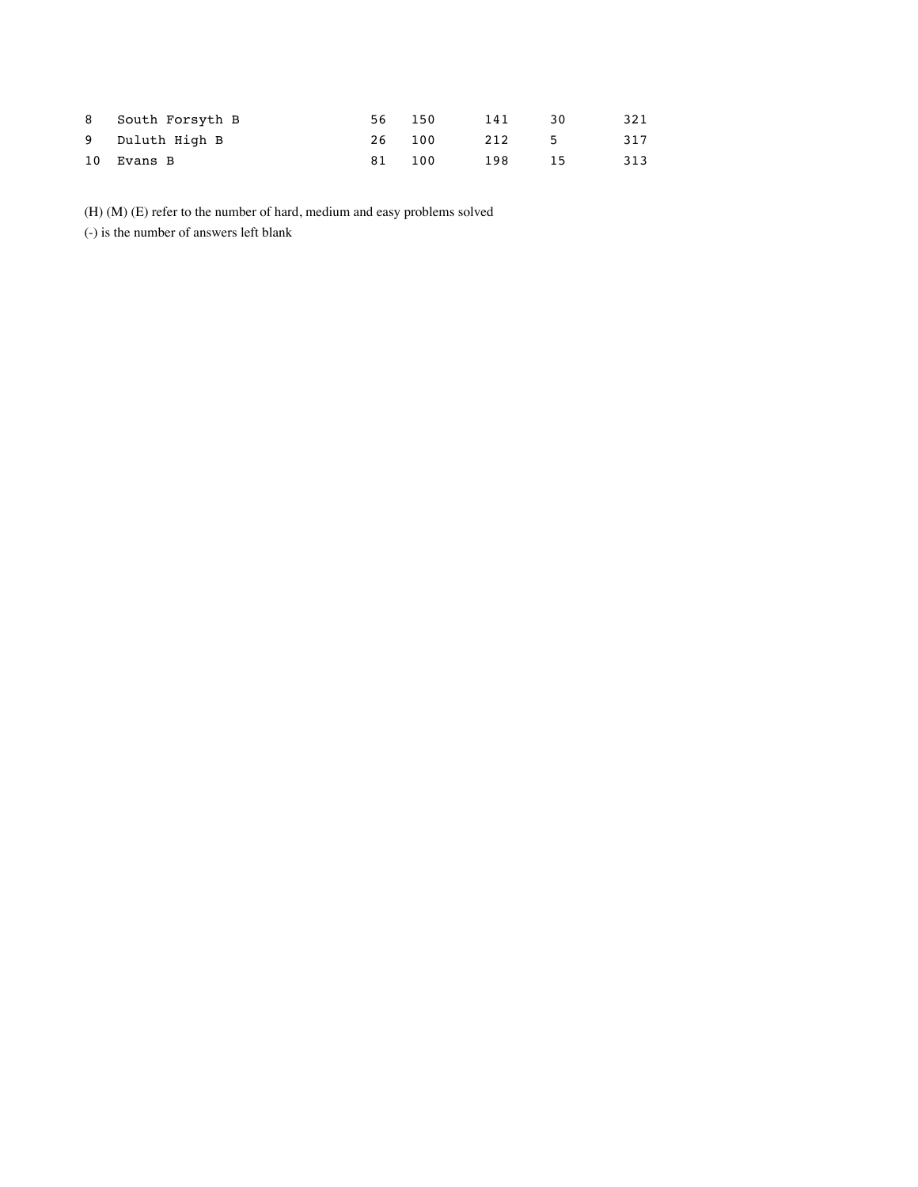| | | | | | | |
|---|---|---|---|---|---|---|
| 8 | South Forsyth B | 56 | 150 | 141 | 30 | 321 |
| 9 | Duluth High B | 26 | 100 | 212 | 5 | 317 |
| 10 | Evans B | 81 | 100 | 198 | 15 | 313 |

(H) (M) (E) refer to the number of hard, medium and easy problems solved

(-) is the number of answers left blank